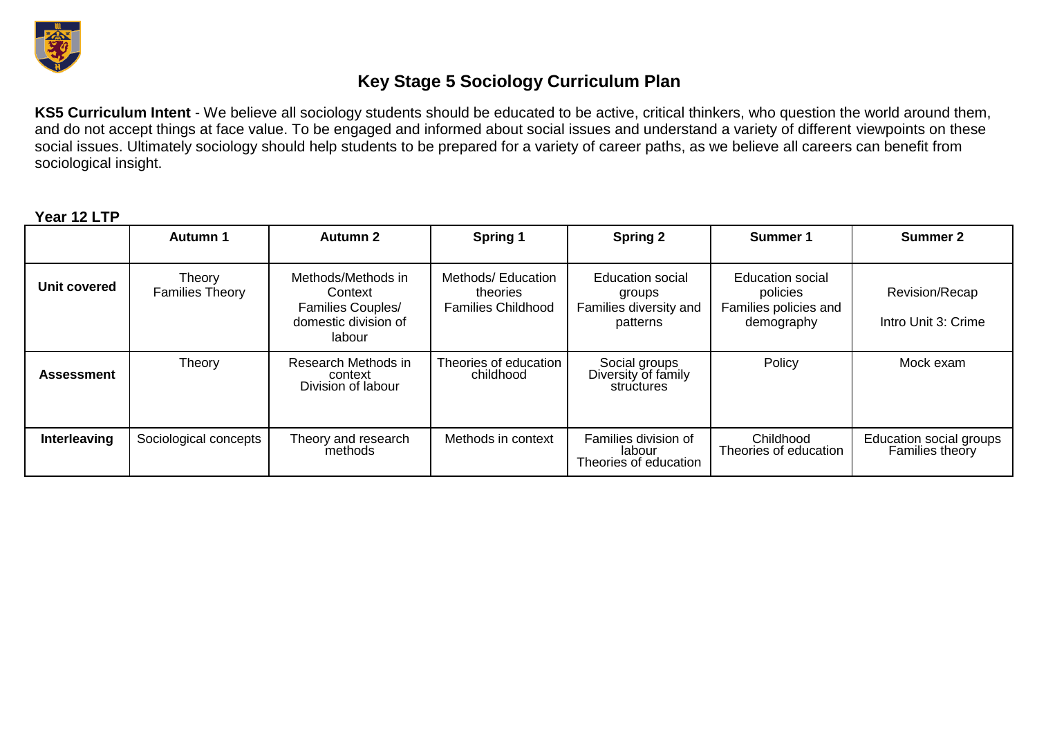# Key Stage 5 Sociology Curriculum Plan

**KS5 Curriculum Intent** - We believe all sociology students should be educated to be active, critical thinkers, who question the world around them, and do not accept things at face value. To be engaged and informed about social issues and understand a variety of different viewpoints on these social issues. Ultimately sociology should help students to be prepared for a variety of career paths, as we believe all careers can benefit from sociological insight.

**Year 12 LTP**

| | Autumn 1 | Autumn 2 | Spring 1 | Spring 2 | Summer 1 | Summer 2 |
|---|---|---|---|---|---|---|
| **Unit covered** | Theory<br>Families Theory | Methods/Methods in Context<br>Families Couples/ domestic division of labour | Methods/ Education theories<br>Families Childhood | Education social groups<br>Families diversity and patterns | Education social policies<br>Families policies and demography | Revision/Recap<br><br>Intro Unit 3: Crime |
| **Assessment** | Theory | Research Methods in context<br>Division of labour | Theories of education<br>childhood | Social groups<br>Diversity of family structures | Policy | Mock exam |
| **Interleaving** | Sociological concepts | Theory and research methods | Methods in context | Families division of labour<br>Theories of education | Childhood<br>Theories of education | Education social groups<br>Families theory |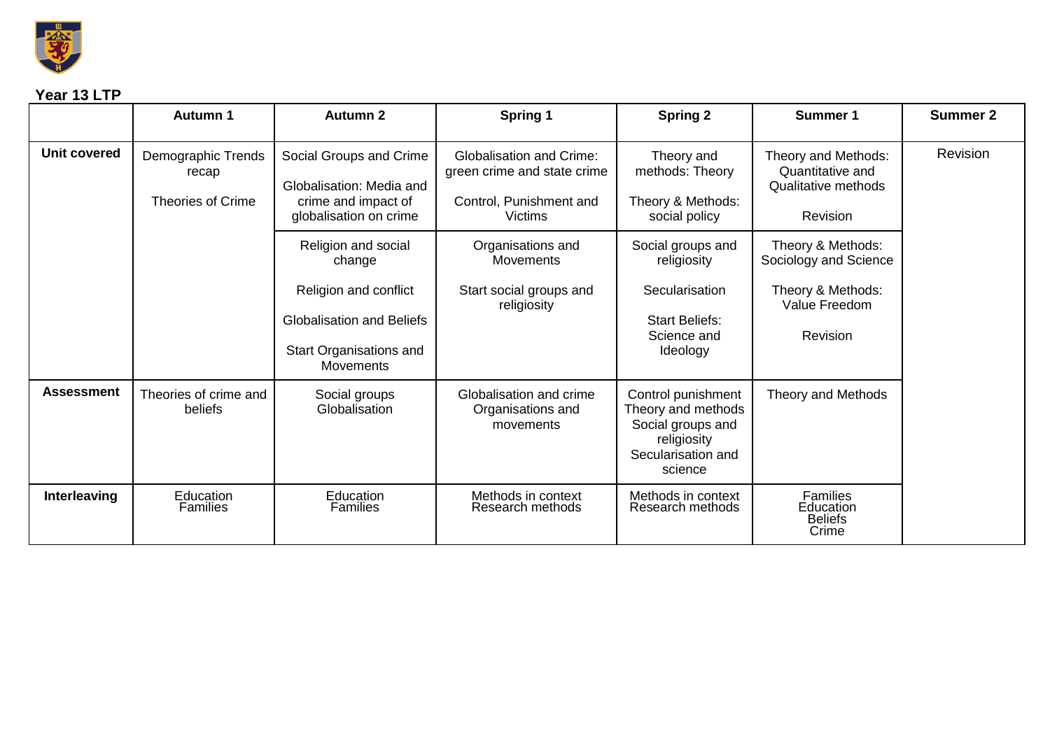## Year 13 LTP

| | Autumn 1 | Autumn 2 | Spring 1 | Spring 2 | Summer 1 | Summer 2 |
|---|---|---|---|---|---|---|
| **Unit covered** | Demographic Trends recap<br><br>Theories of Crime | Social Groups and Crime<br><br>Globalisation: Media and crime and impact of globalisation on crime | Globalisation and Crime: green crime and state crime<br><br>Control, Punishment and Victims | Theory and methods: Theory<br><br>Theory & Methods: social policy | Theory and Methods: Quantitative and Qualitative methods<br><br>Revision | Revision |
| | | Religion and social change<br><br>Religion and conflict<br><br>Globalisation and Beliefs<br><br>Start Organisations and Movements | Organisations and Movements<br><br>Start social groups and religiosity | Social groups and religiosity<br><br>Secularisation<br><br>Start Beliefs: Science and Ideology | Theory & Methods: Sociology and Science<br><br>Theory & Methods: Value Freedom<br><br>Revision | |
| **Assessment** | Theories of crime and beliefs | Social groups<br>Globalisation | Globalisation and crime<br>Organisations and movements | Control punishment<br>Theory and methods<br>Social groups and religiosity<br>Secularisation and science | Theory and Methods | |
| **Interleaving** | Education<br>Families | Education<br>Families | Methods in context<br>Research methods | Methods in context<br>Research methods | Families<br>Education<br>Beliefs<br>Crime | |